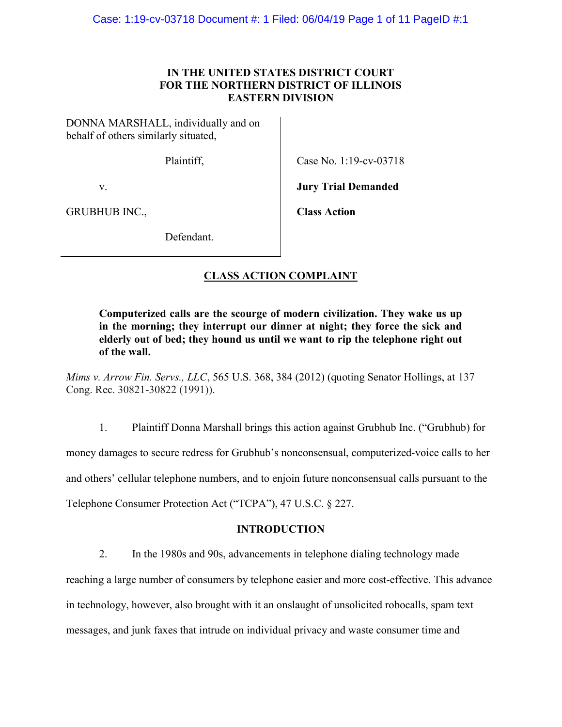**IN THE UNITED STATES DISTRICT COURT
FOR THE NORTHERN DISTRICT OF ILLINOIS
EASTERN DIVISION**

| | |
|---|---|
| DONNA MARSHALL, individually and on behalf of others similarly situated, | |
| Plaintiff, | Case No. 1:19-cv-03718 |
| v. | **Jury Trial Demanded** |
| GRUBHUB INC., | **Class Action** |
| Defendant. | |

## CLASS ACTION COMPLAINT

> **Computerized calls are the scourge of modern civilization. They wake us up in the morning; they interrupt our dinner at night; they force the sick and elderly out of bed; they hound us until we want to rip the telephone right out of the wall.**

*Mims v. Arrow Fin. Servs., LLC*, 565 U.S. 368, 384 (2012) (quoting Senator Hollings, at 137 Cong. Rec. 30821-30822 (1991)).

1. Plaintiff Donna Marshall brings this action against Grubhub Inc. ("Grubhub) for money damages to secure redress for Grubhub's nonconsensual, computerized-voice calls to her and others' cellular telephone numbers, and to enjoin future nonconsensual calls pursuant to the Telephone Consumer Protection Act ("TCPA"), 47 U.S.C. § 227.

## INTRODUCTION

2. In the 1980s and 90s, advancements in telephone dialing technology made reaching a large number of consumers by telephone easier and more cost-effective. This advance in technology, however, also brought with it an onslaught of unsolicited robocalls, spam text messages, and junk faxes that intrude on individual privacy and waste consumer time and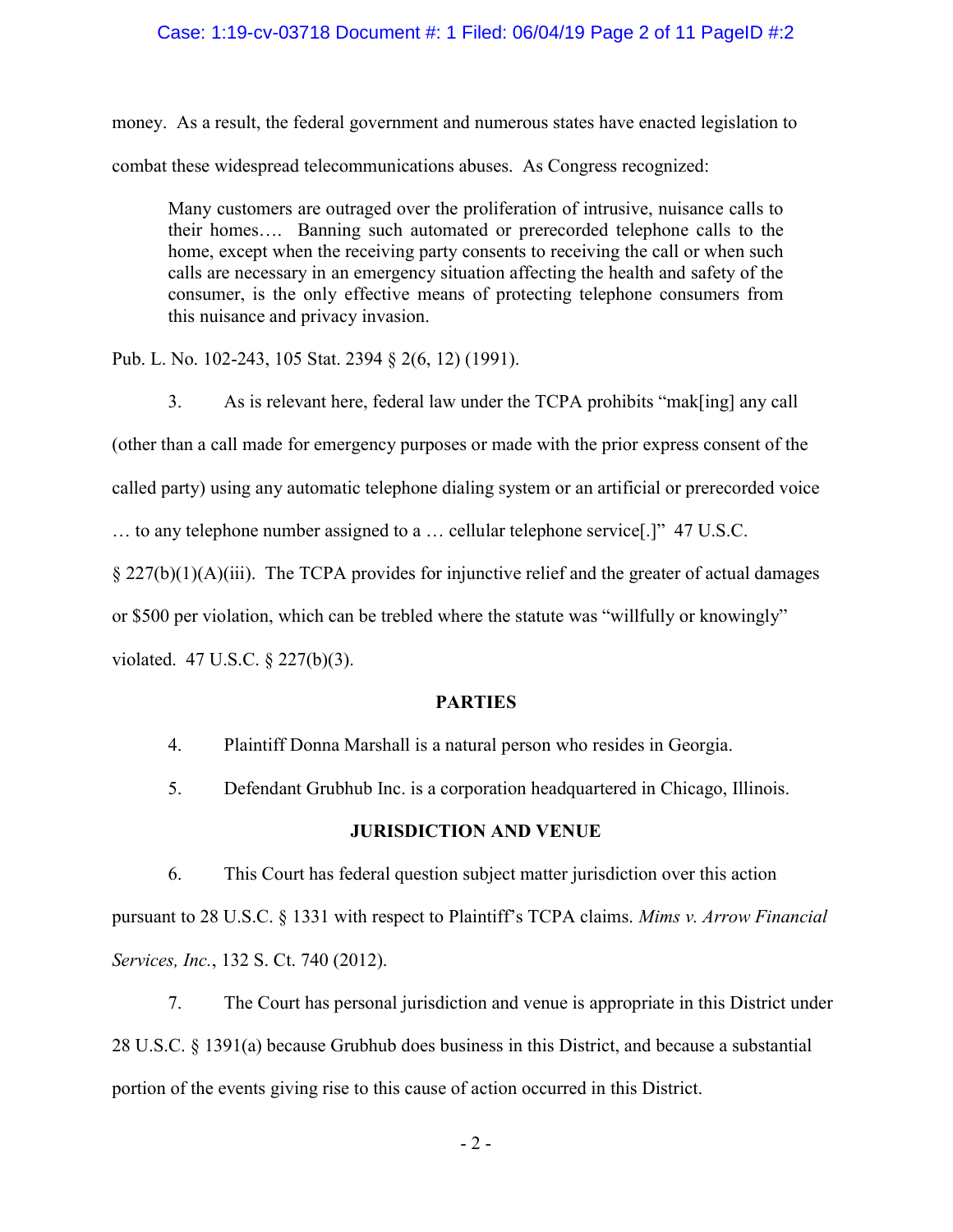money. As a result, the federal government and numerous states have enacted legislation to combat these widespread telecommunications abuses. As Congress recognized:

> Many customers are outraged over the proliferation of intrusive, nuisance calls to their homes…. Banning such automated or prerecorded telephone calls to the home, except when the receiving party consents to receiving the call or when such calls are necessary in an emergency situation affecting the health and safety of the consumer, is the only effective means of protecting telephone consumers from this nuisance and privacy invasion.

Pub. L. No. 102-243, 105 Stat. 2394 § 2(6, 12) (1991).

3. As is relevant here, federal law under the TCPA prohibits "mak[ing] any call (other than a call made for emergency purposes or made with the prior express consent of the called party) using any automatic telephone dialing system or an artificial or prerecorded voice … to any telephone number assigned to a … cellular telephone service[.]" 47 U.S.C. § 227(b)(1)(A)(iii). The TCPA provides for injunctive relief and the greater of actual damages or $500 per violation, which can be trebled where the statute was "willfully or knowingly" violated. 47 U.S.C. § 227(b)(3).

## PARTIES

4. Plaintiff Donna Marshall is a natural person who resides in Georgia.

5. Defendant Grubhub Inc. is a corporation headquartered in Chicago, Illinois.

## JURISDICTION AND VENUE

6. This Court has federal question subject matter jurisdiction over this action pursuant to 28 U.S.C. § 1331 with respect to Plaintiff's TCPA claims. *Mims v. Arrow Financial Services, Inc.*, 132 S. Ct. 740 (2012).

7. The Court has personal jurisdiction and venue is appropriate in this District under 28 U.S.C. § 1391(a) because Grubhub does business in this District, and because a substantial portion of the events giving rise to this cause of action occurred in this District.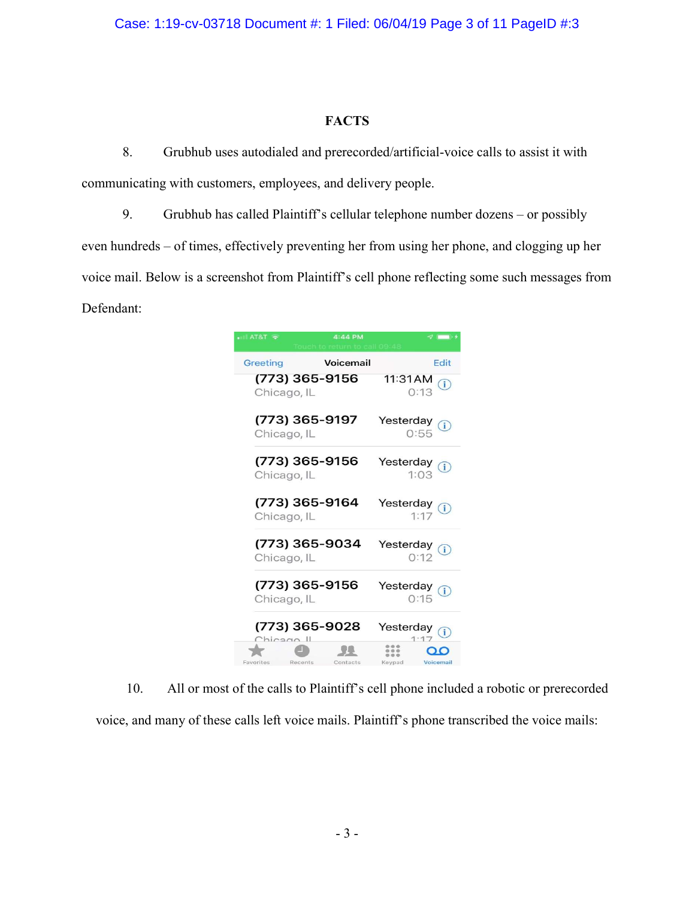## FACTS

8. Grubhub uses autodialed and prerecorded/artificial-voice calls to assist it with communicating with customers, employees, and delivery people.

9. Grubhub has called Plaintiff's cellular telephone number dozens – or possibly even hundreds – of times, effectively preventing her from using her phone, and clogging up her voice mail. Below is a screenshot from Plaintiff's cell phone reflecting some such messages from Defendant:

| Number | Location | When | Length |
|---|---|---|---|
| (773) 365-9156 | Chicago, IL | 11:31AM | 0:13 |
| (773) 365-9197 | Chicago, IL | Yesterday | 0:55 |
| (773) 365-9156 | Chicago, IL | Yesterday | 1:03 |
| (773) 365-9164 | Chicago, IL | Yesterday | 1:17 |
| (773) 365-9034 | Chicago, IL | Yesterday | 0:12 |
| (773) 365-9156 | Chicago, IL | Yesterday | 0:15 |
| (773) 365-9028 | Chicago, IL | Yesterday | 1:17 |

10. All or most of the calls to Plaintiff's cell phone included a robotic or prerecorded voice, and many of these calls left voice mails. Plaintiff's phone transcribed the voice mails: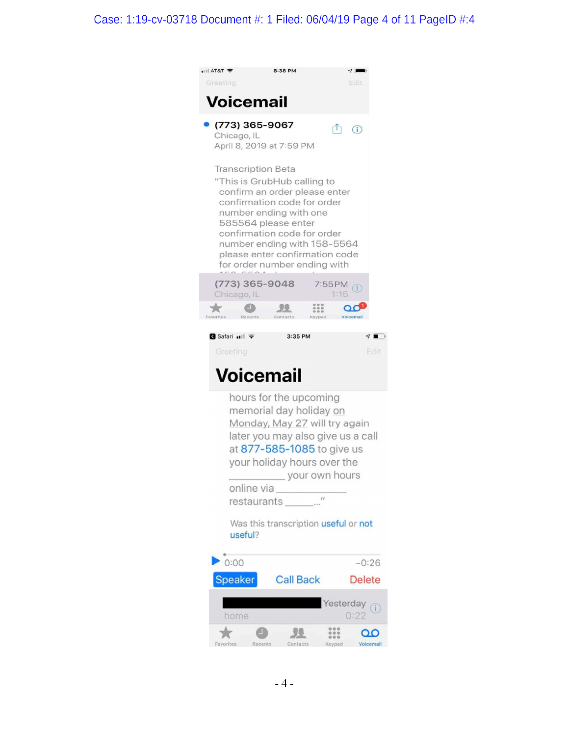AT&T 8:38 PM

Greeting Edit

# Voicemail

(773) 365-9067
Chicago, IL
April 8, 2019 at 7:59 PM

Transcription Beta
"This is GrubHub calling to confirm an order please enter confirmation code for order number ending with one 585564 please enter confirmation code for order number ending with 158-5564 please enter confirmation code for order number ending with

(773) 365-9048 7:55PM
Chicago, IL 1:15

Favorites Recents Contacts Keypad Voicemail

Safari 3:35 PM

Greeting Edit

# Voicemail

hours for the upcoming memorial day holiday on Monday, May 27 will try again later you may also give us a call at 877-585-1085 to give us your holiday hours over the __________ your own hours online via ____________ restaurants ______..."

Was this transcription useful or not useful?

0:00 -0:26

Speaker Call Back Delete

Yesterday
home 0:22

Favorites Recents Contacts Keypad Voicemail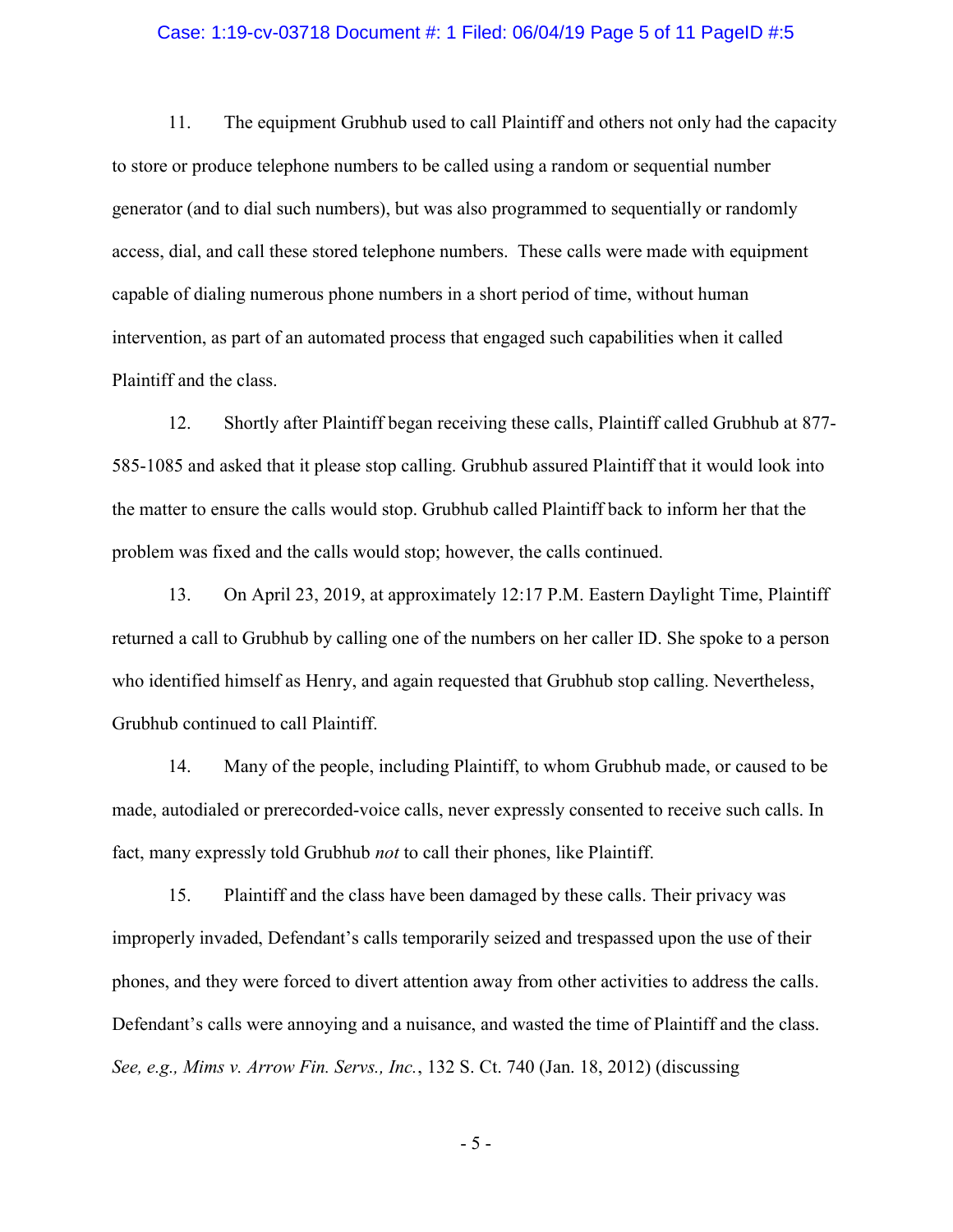11. The equipment Grubhub used to call Plaintiff and others not only had the capacity to store or produce telephone numbers to be called using a random or sequential number generator (and to dial such numbers), but was also programmed to sequentially or randomly access, dial, and call these stored telephone numbers. These calls were made with equipment capable of dialing numerous phone numbers in a short period of time, without human intervention, as part of an automated process that engaged such capabilities when it called Plaintiff and the class.

12. Shortly after Plaintiff began receiving these calls, Plaintiff called Grubhub at 877-585-1085 and asked that it please stop calling. Grubhub assured Plaintiff that it would look into the matter to ensure the calls would stop. Grubhub called Plaintiff back to inform her that the problem was fixed and the calls would stop; however, the calls continued.

13. On April 23, 2019, at approximately 12:17 P.M. Eastern Daylight Time, Plaintiff returned a call to Grubhub by calling one of the numbers on her caller ID. She spoke to a person who identified himself as Henry, and again requested that Grubhub stop calling. Nevertheless, Grubhub continued to call Plaintiff.

14. Many of the people, including Plaintiff, to whom Grubhub made, or caused to be made, autodialed or prerecorded-voice calls, never expressly consented to receive such calls. In fact, many expressly told Grubhub *not* to call their phones, like Plaintiff.

15. Plaintiff and the class have been damaged by these calls. Their privacy was improperly invaded, Defendant's calls temporarily seized and trespassed upon the use of their phones, and they were forced to divert attention away from other activities to address the calls. Defendant's calls were annoying and a nuisance, and wasted the time of Plaintiff and the class. *See, e.g., Mims v. Arrow Fin. Servs., Inc.*, 132 S. Ct. 740 (Jan. 18, 2012) (discussing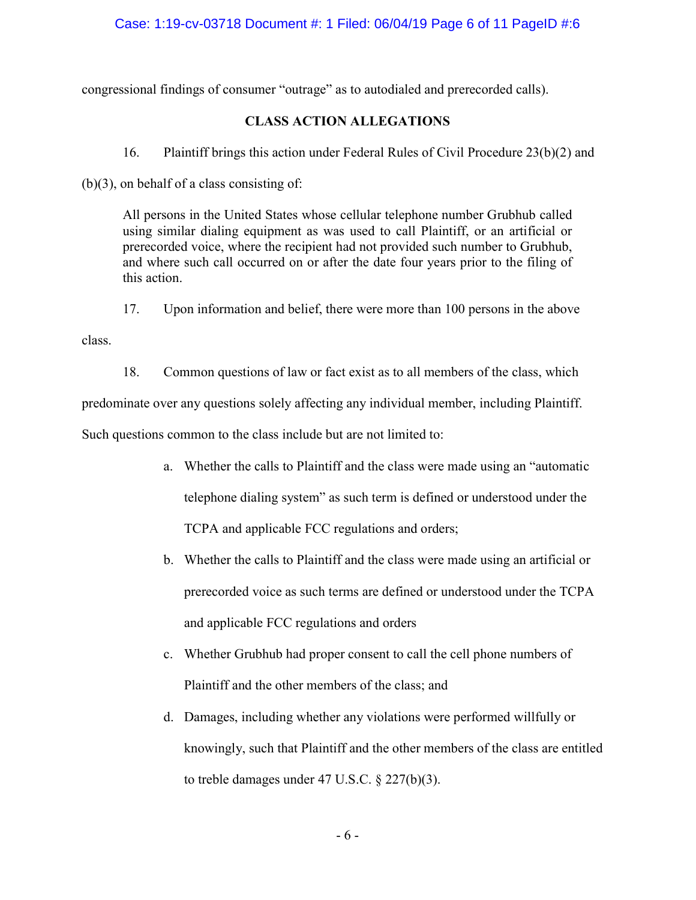congressional findings of consumer "outrage" as to autodialed and prerecorded calls).

## CLASS ACTION ALLEGATIONS

16. Plaintiff brings this action under Federal Rules of Civil Procedure 23(b)(2) and (b)(3), on behalf of a class consisting of:

> All persons in the United States whose cellular telephone number Grubhub called using similar dialing equipment as was used to call Plaintiff, or an artificial or prerecorded voice, where the recipient had not provided such number to Grubhub, and where such call occurred on or after the date four years prior to the filing of this action.

17. Upon information and belief, there were more than 100 persons in the above class.

18. Common questions of law or fact exist as to all members of the class, which predominate over any questions solely affecting any individual member, including Plaintiff. Such questions common to the class include but are not limited to:

a. Whether the calls to Plaintiff and the class were made using an "automatic telephone dialing system" as such term is defined or understood under the TCPA and applicable FCC regulations and orders;

b. Whether the calls to Plaintiff and the class were made using an artificial or prerecorded voice as such terms are defined or understood under the TCPA and applicable FCC regulations and orders

c. Whether Grubhub had proper consent to call the cell phone numbers of Plaintiff and the other members of the class; and

d. Damages, including whether any violations were performed willfully or knowingly, such that Plaintiff and the other members of the class are entitled to treble damages under 47 U.S.C. § 227(b)(3).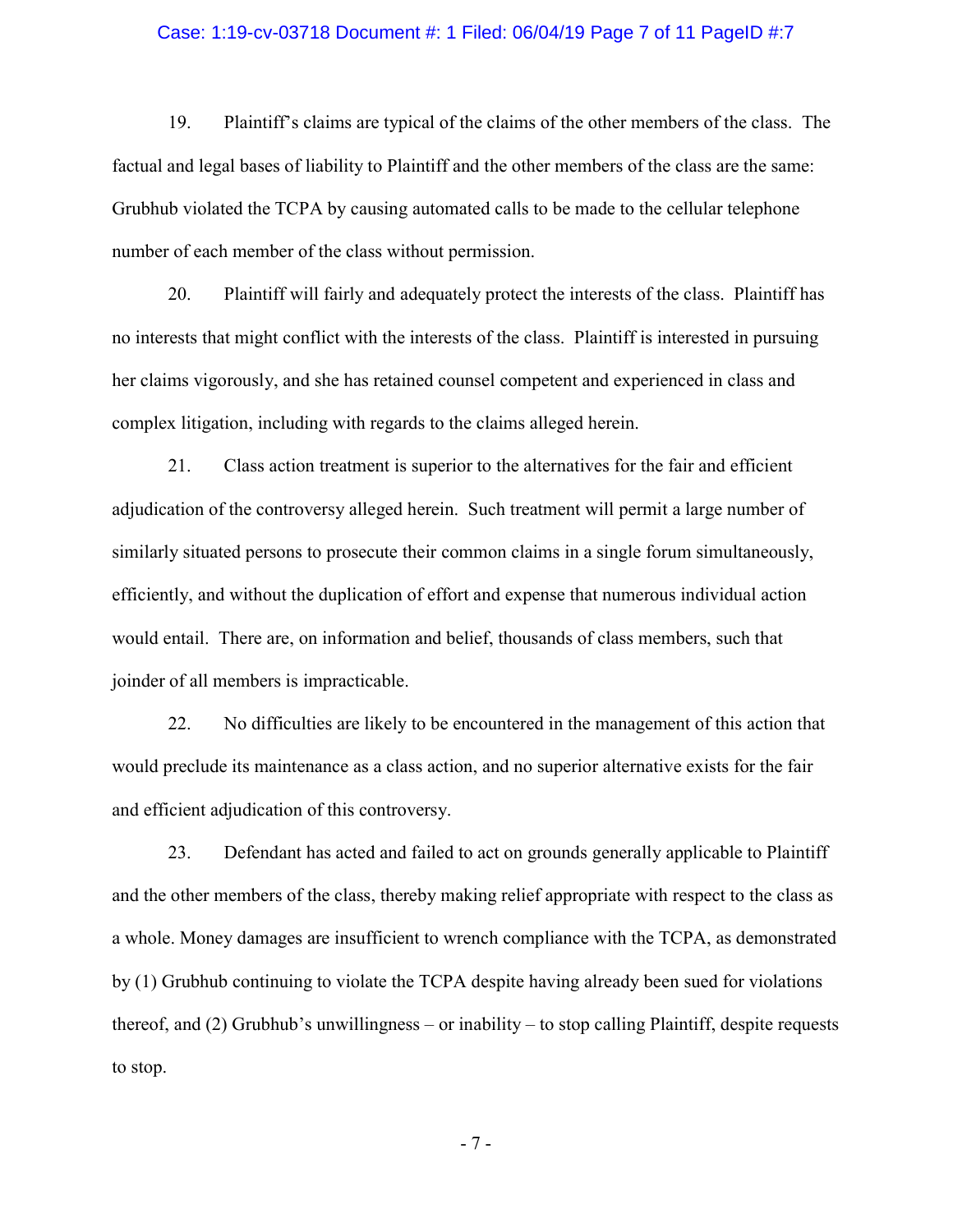19. Plaintiff's claims are typical of the claims of the other members of the class. The factual and legal bases of liability to Plaintiff and the other members of the class are the same: Grubhub violated the TCPA by causing automated calls to be made to the cellular telephone number of each member of the class without permission.

20. Plaintiff will fairly and adequately protect the interests of the class. Plaintiff has no interests that might conflict with the interests of the class. Plaintiff is interested in pursuing her claims vigorously, and she has retained counsel competent and experienced in class and complex litigation, including with regards to the claims alleged herein.

21. Class action treatment is superior to the alternatives for the fair and efficient adjudication of the controversy alleged herein. Such treatment will permit a large number of similarly situated persons to prosecute their common claims in a single forum simultaneously, efficiently, and without the duplication of effort and expense that numerous individual action would entail. There are, on information and belief, thousands of class members, such that joinder of all members is impracticable.

22. No difficulties are likely to be encountered in the management of this action that would preclude its maintenance as a class action, and no superior alternative exists for the fair and efficient adjudication of this controversy.

23. Defendant has acted and failed to act on grounds generally applicable to Plaintiff and the other members of the class, thereby making relief appropriate with respect to the class as a whole. Money damages are insufficient to wrench compliance with the TCPA, as demonstrated by (1) Grubhub continuing to violate the TCPA despite having already been sued for violations thereof, and (2) Grubhub's unwillingness – or inability – to stop calling Plaintiff, despite requests to stop.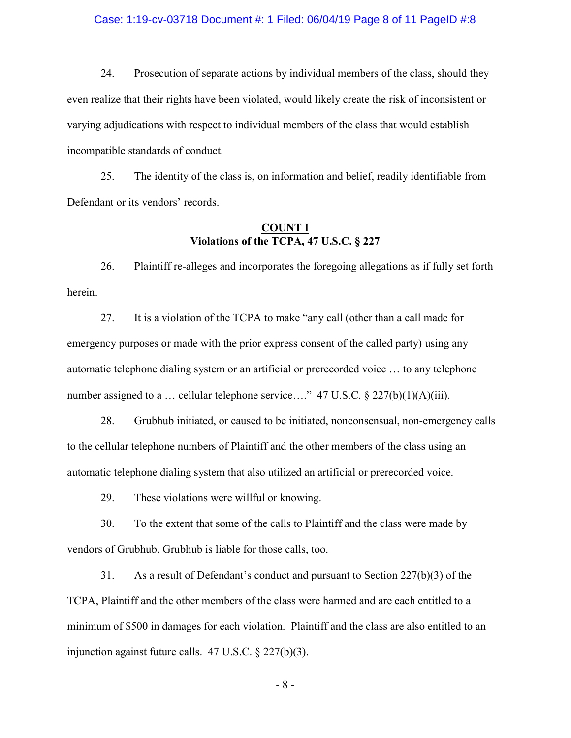24. Prosecution of separate actions by individual members of the class, should they even realize that their rights have been violated, would likely create the risk of inconsistent or varying adjudications with respect to individual members of the class that would establish incompatible standards of conduct.

25. The identity of the class is, on information and belief, readily identifiable from Defendant or its vendors' records.

## COUNT I
**Violations of the TCPA, 47 U.S.C. § 227**

26. Plaintiff re-alleges and incorporates the foregoing allegations as if fully set forth herein.

27. It is a violation of the TCPA to make "any call (other than a call made for emergency purposes or made with the prior express consent of the called party) using any automatic telephone dialing system or an artificial or prerecorded voice … to any telephone number assigned to a … cellular telephone service…." 47 U.S.C. § 227(b)(1)(A)(iii).

28. Grubhub initiated, or caused to be initiated, nonconsensual, non-emergency calls to the cellular telephone numbers of Plaintiff and the other members of the class using an automatic telephone dialing system that also utilized an artificial or prerecorded voice.

29. These violations were willful or knowing.

30. To the extent that some of the calls to Plaintiff and the class were made by vendors of Grubhub, Grubhub is liable for those calls, too.

31. As a result of Defendant's conduct and pursuant to Section 227(b)(3) of the TCPA, Plaintiff and the other members of the class were harmed and are each entitled to a minimum of $500 in damages for each violation. Plaintiff and the class are also entitled to an injunction against future calls. 47 U.S.C. § 227(b)(3).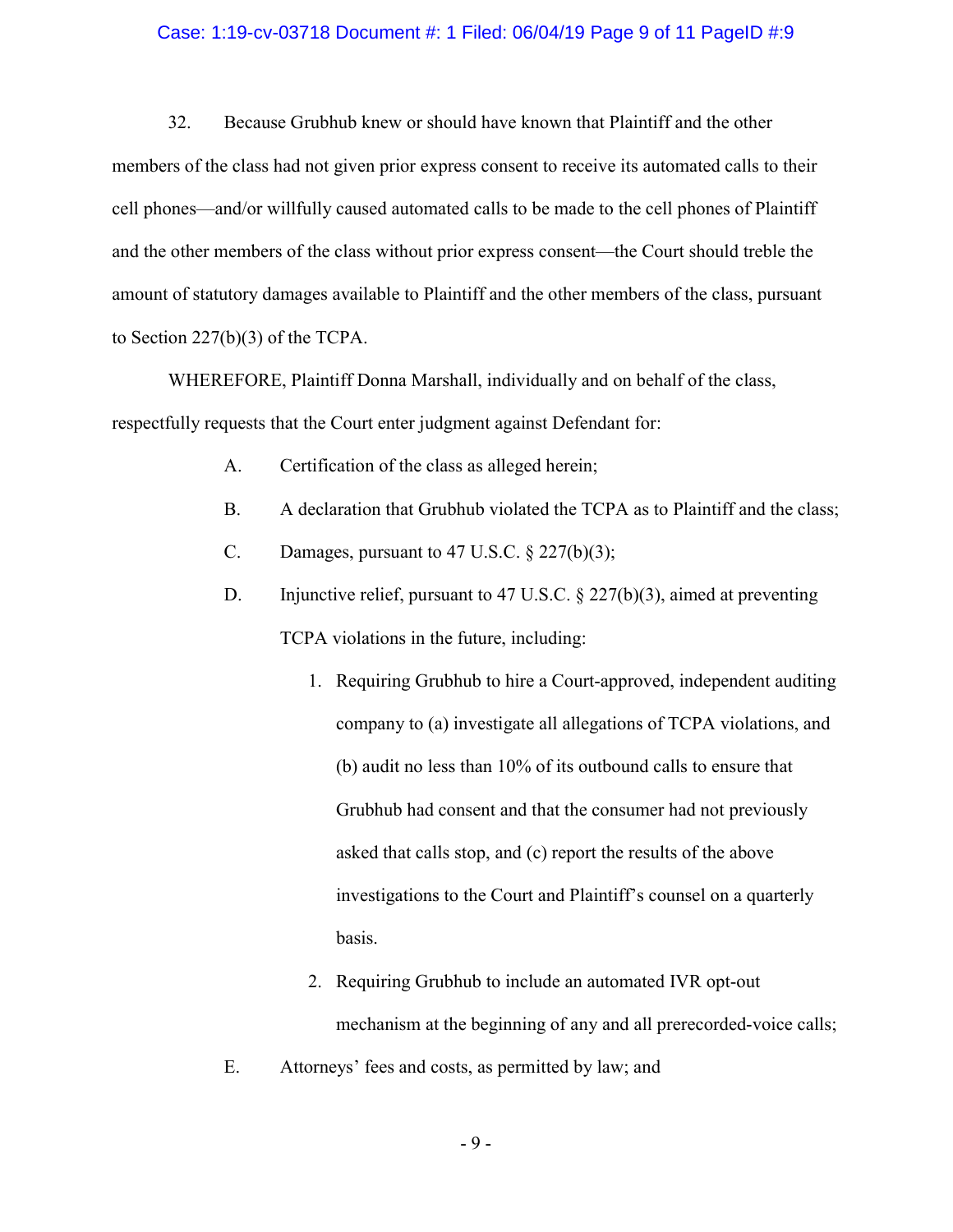32. Because Grubhub knew or should have known that Plaintiff and the other members of the class had not given prior express consent to receive its automated calls to their cell phones—and/or willfully caused automated calls to be made to the cell phones of Plaintiff and the other members of the class without prior express consent—the Court should treble the amount of statutory damages available to Plaintiff and the other members of the class, pursuant to Section 227(b)(3) of the TCPA.

WHEREFORE, Plaintiff Donna Marshall, individually and on behalf of the class, respectfully requests that the Court enter judgment against Defendant for:

A. Certification of the class as alleged herein;

B. A declaration that Grubhub violated the TCPA as to Plaintiff and the class;

C. Damages, pursuant to 47 U.S.C. § 227(b)(3);

D. Injunctive relief, pursuant to 47 U.S.C. § 227(b)(3), aimed at preventing TCPA violations in the future, including:

1. Requiring Grubhub to hire a Court-approved, independent auditing company to (a) investigate all allegations of TCPA violations, and (b) audit no less than 10% of its outbound calls to ensure that Grubhub had consent and that the consumer had not previously asked that calls stop, and (c) report the results of the above investigations to the Court and Plaintiff's counsel on a quarterly basis.
2. Requiring Grubhub to include an automated IVR opt-out mechanism at the beginning of any and all prerecorded-voice calls;

E. Attorneys' fees and costs, as permitted by law; and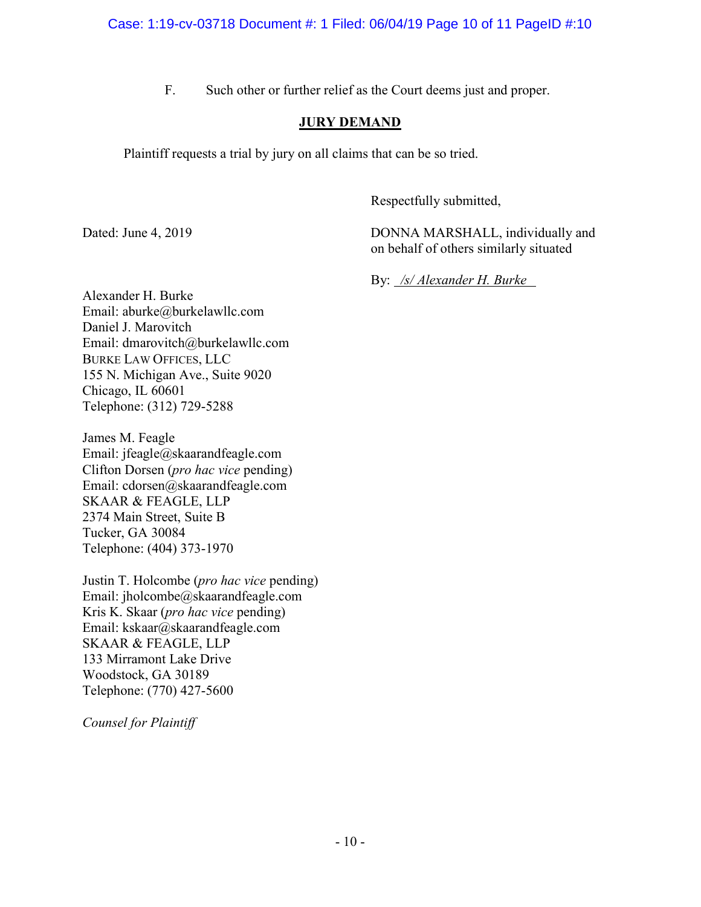F. Such other or further relief as the Court deems just and proper.

## JURY DEMAND

Plaintiff requests a trial by jury on all claims that can be so tried.

Respectfully submitted,

Dated: June 4, 2019

DONNA MARSHALL, individually and on behalf of others similarly situated

By: */s/ Alexander H. Burke*

Alexander H. Burke
Email: aburke@burkelawllc.com
Daniel J. Marovitch
Email: dmarovitch@burkelawllc.com
BURKE LAW OFFICES, LLC
155 N. Michigan Ave., Suite 9020
Chicago, IL 60601
Telephone: (312) 729-5288

James M. Feagle
Email: jfeagle@skaarandfeagle.com
Clifton Dorsen (*pro hac vice* pending)
Email: cdorsen@skaarandfeagle.com
SKAAR & FEAGLE, LLP
2374 Main Street, Suite B
Tucker, GA 30084
Telephone: (404) 373-1970

Justin T. Holcombe (*pro hac vice* pending)
Email: jholcombe@skaarandfeagle.com
Kris K. Skaar (*pro hac vice* pending)
Email: kskaar@skaarandfeagle.com
SKAAR & FEAGLE, LLP
133 Mirramont Lake Drive
Woodstock, GA 30189
Telephone: (770) 427-5600

*Counsel for Plaintiff*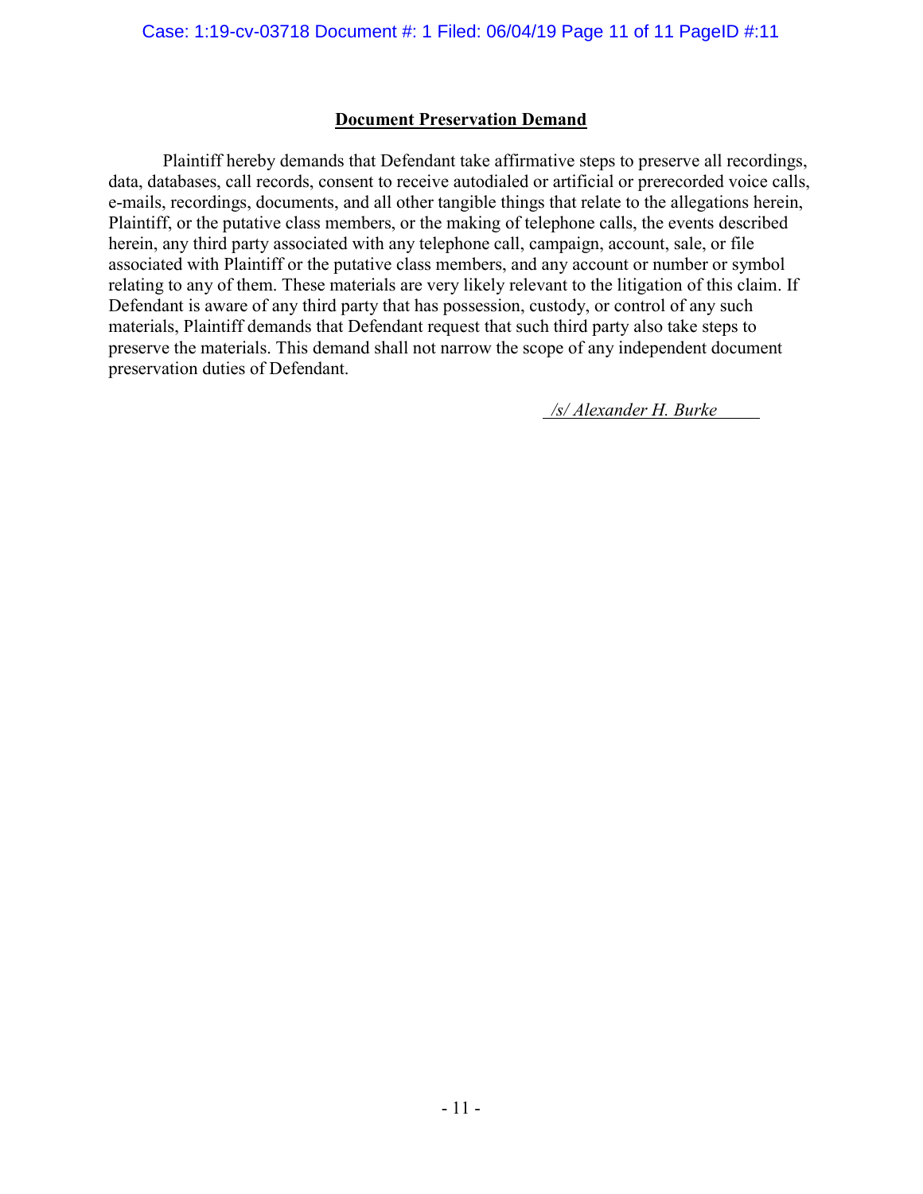## **Document Preservation Demand**

Plaintiff hereby demands that Defendant take affirmative steps to preserve all recordings, data, databases, call records, consent to receive autodialed or artificial or prerecorded voice calls, e-mails, recordings, documents, and all other tangible things that relate to the allegations herein, Plaintiff, or the putative class members, or the making of telephone calls, the events described herein, any third party associated with any telephone call, campaign, account, sale, or file associated with Plaintiff or the putative class members, and any account or number or symbol relating to any of them. These materials are very likely relevant to the litigation of this claim. If Defendant is aware of any third party that has possession, custody, or control of any such materials, Plaintiff demands that Defendant request that such third party also take steps to preserve the materials. This demand shall not narrow the scope of any independent document preservation duties of Defendant.

*/s/ Alexander H. Burke*